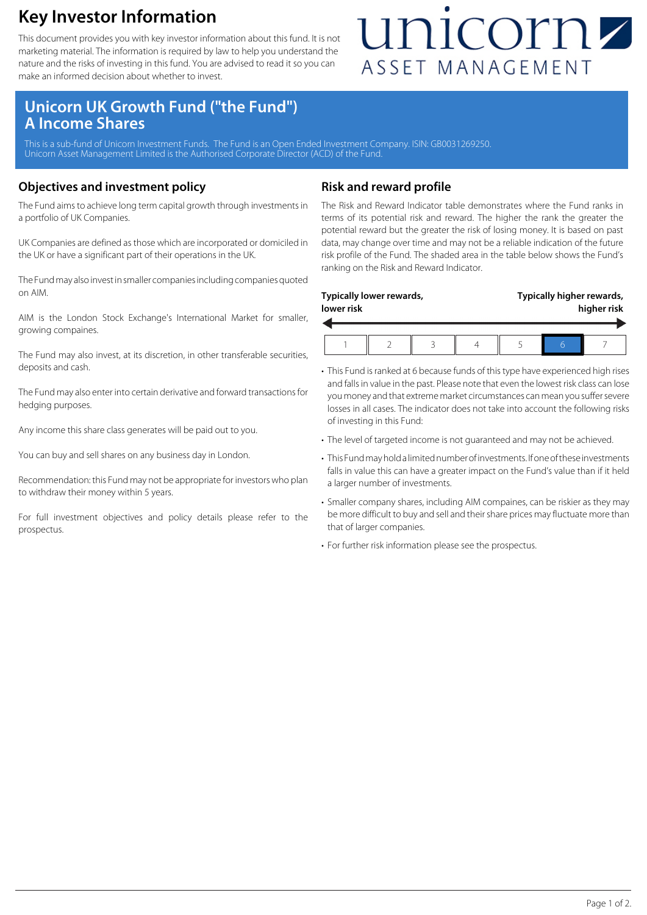# Key Investor Information

This document provides you with key investor information about this fund. It is not marketing material. The information is required by law to help you understand the nature and the risks of investing in this fund. You are advised to read it so you can make an informed decision about whether to invest.

unicorn ASSET MANAGEMENT

## Unicorn UK Growth Fund ("the Fund") A Income Shares

This is a sub-fund of Unicorn Investment Funds. The Fund is an Open Ended Investment Company. ISIN: GB0031269250.
Unicorn Asset Management Limited is the Authorised Corporate Director (ACD) of the Fund.

## Objectives and investment policy

The Fund aims to achieve long term capital growth through investments in a portfolio of UK Companies.

UK Companies are defined as those which are incorporated or domiciled in the UK or have a significant part of their operations in the UK.

The Fund may also invest in smaller companies including companies quoted on AIM.

AIM is the London Stock Exchange's International Market for smaller, growing compaines.

The Fund may also invest, at its discretion, in other transferable securities, deposits and cash.

The Fund may also enter into certain derivative and forward transactions for hedging purposes.

Any income this share class generates will be paid out to you.

You can buy and sell shares on any business day in London.

Recommendation: this Fund may not be appropriate for investors who plan to withdraw their money within 5 years.

For full investment objectives and policy details please refer to the prospectus.

## Risk and reward profile

The Risk and Reward Indicator table demonstrates where the Fund ranks in terms of its potential risk and reward. The higher the rank the greater the potential reward but the greater the risk of losing money. It is based on past data, may change over time and may not be a reliable indication of the future risk profile of the Fund. The shaded area in the table below shows the Fund's ranking on the Risk and Reward Indicator.

**Typically lower rewards, lower risk** — **Typically higher rewards, higher risk**

| 1 | 2 | 3 | 4 | 5 | **6** | 7 |
|---|---|---|---|---|---|---|

- This Fund is ranked at 6 because funds of this type have experienced high rises and falls in value in the past. Please note that even the lowest risk class can lose you money and that extreme market circumstances can mean you suffer severe losses in all cases. The indicator does not take into account the following risks of investing in this Fund:
- The level of targeted income is not guaranteed and may not be achieved.
- This Fund may hold a limited number of investments. If one of these investments falls in value this can have a greater impact on the Fund's value than if it held a larger number of investments.
- Smaller company shares, including AIM compaines, can be riskier as they may be more difficult to buy and sell and their share prices may fluctuate more than that of larger companies.
- For further risk information please see the prospectus.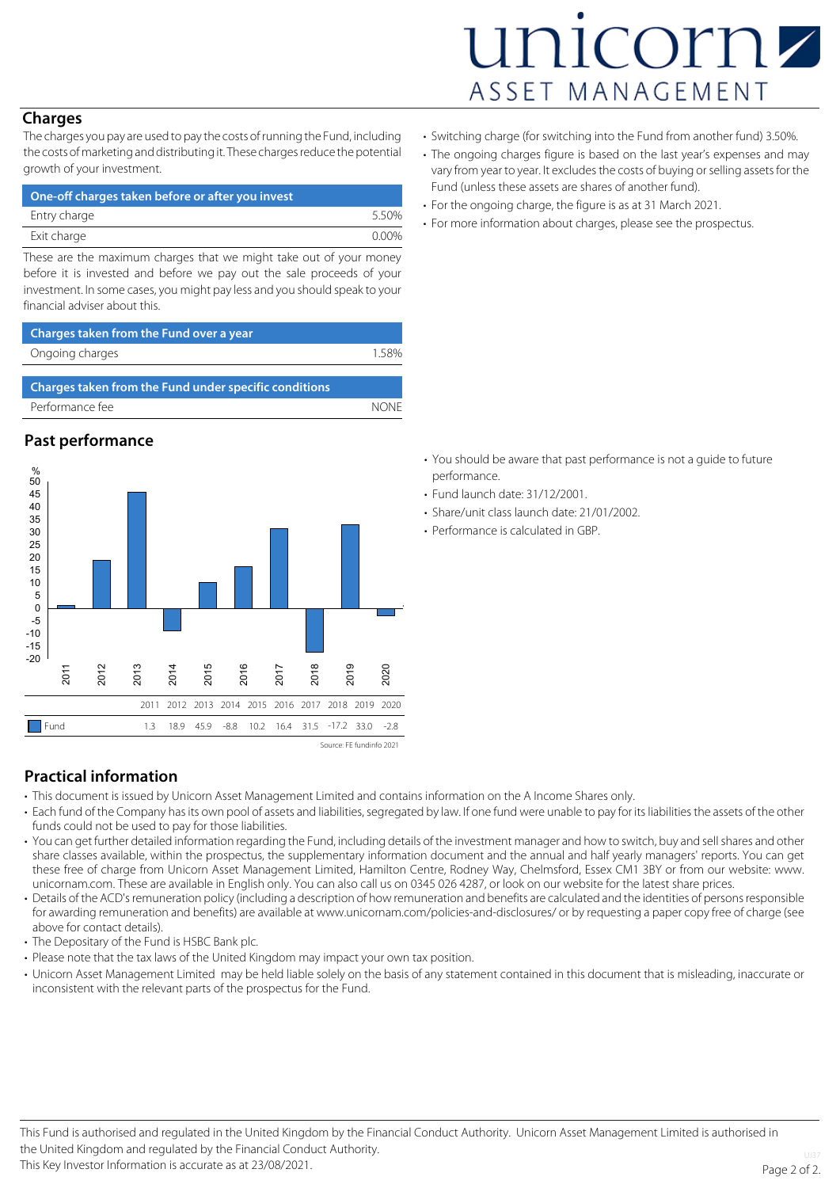## Charges

The charges you pay are used to pay the costs of running the Fund, including the costs of marketing and distributing it. These charges reduce the potential growth of your investment.

| One-off charges taken before or after you invest | |
|---|---|
| Entry charge | 5.50% |
| Exit charge | 0.00% |

These are the maximum charges that we might take out of your money before it is invested and before we pay out the sale proceeds of your investment. In some cases, you might pay less and you should speak to your financial adviser about this.

| Charges taken from the Fund over a year | |
|---|---|
| Ongoing charges | 1.58% |

| Charges taken from the Fund under specific conditions | |
|---|---|
| Performance fee | NONE |

- Switching charge (for switching into the Fund from another fund) 3.50%.
- The ongoing charges figure is based on the last year's expenses and may vary from year to year. It excludes the costs of buying or selling assets for the Fund (unless these assets are shares of another fund).
- For the ongoing charge, the figure is as at 31 March 2021.
- For more information about charges, please see the prospectus.

## Past performance

%
50
45
40
35
30
25
20
15
10
5
0
-5
-10
-15
-20

2011 2012 2013 2014 2015 2016 2017 2018 2019 2020

| | 2011 | 2012 | 2013 | 2014 | 2015 | 2016 | 2017 | 2018 | 2019 | 2020 |
|---|---|---|---|---|---|---|---|---|---|---|
| Fund | 1.3 | 18.9 | 45.9 | -8.8 | 10.2 | 16.4 | 31.5 | -17.2 | 33.0 | -2.8 |

Source: FE fundinfo 2021

- You should be aware that past performance is not a guide to future performance.
- Fund launch date: 31/12/2001.
- Share/unit class launch date: 21/01/2002.
- Performance is calculated in GBP.

## Practical information

- This document is issued by Unicorn Asset Management Limited and contains information on the A Income Shares only.
- Each fund of the Company has its own pool of assets and liabilities, segregated by law. If one fund were unable to pay for its liabilities the assets of the other funds could not be used to pay for those liabilities.
- You can get further detailed information regarding the Fund, including details of the investment manager and how to switch, buy and sell shares and other share classes available, within the prospectus, the supplementary information document and the annual and half yearly managers' reports. You can get these free of charge from Unicorn Asset Management Limited, Hamilton Centre, Rodney Way, Chelmsford, Essex CM1 3BY or from our website: www.unicornam.com. These are available in English only. You can also call us on 0345 026 4287, or look on our website for the latest share prices.
- Details of the ACD's remuneration policy (including a description of how remuneration and benefits are calculated and the identities of persons responsible for awarding remuneration and benefits) are available at www.unicornam.com/policies-and-disclosures/ or by requesting a paper copy free of charge (see above for contact details).
- The Depositary of the Fund is HSBC Bank plc.
- Please note that the tax laws of the United Kingdom may impact your own tax position.
- Unicorn Asset Management Limited may be held liable solely on the basis of any statement contained in this document that is misleading, inaccurate or inconsistent with the relevant parts of the prospectus for the Fund.

This Fund is authorised and regulated in the United Kingdom by the Financial Conduct Authority. Unicorn Asset Management Limited is authorised in the United Kingdom and regulated by the Financial Conduct Authority.
This Key Investor Information is accurate as at 23/08/2021.